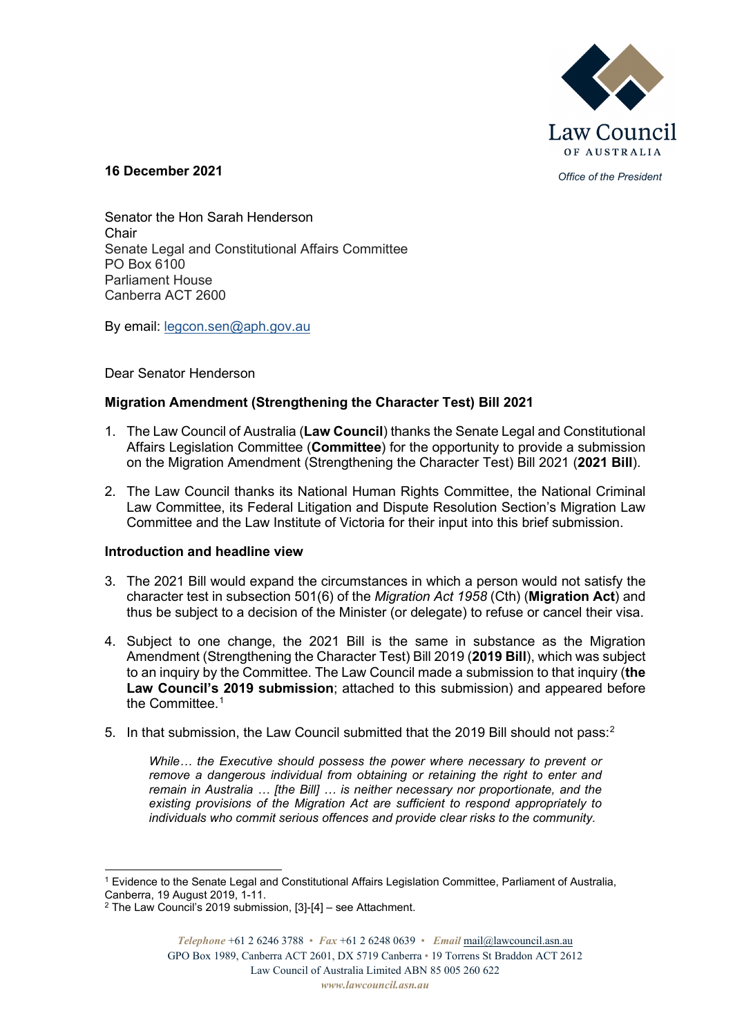Law Council OF AUSTRALIA

*Office of the President*

**16 December 2021**

Senator the Hon Sarah Henderson
Chair
Senate Legal and Constitutional Affairs Committee
PO Box 6100
Parliament House
Canberra ACT 2600

By email: legcon.sen@aph.gov.au

Dear Senator Henderson

**Migration Amendment (Strengthening the Character Test) Bill 2021**

1. The Law Council of Australia (**Law Council**) thanks the Senate Legal and Constitutional Affairs Legislation Committee (**Committee**) for the opportunity to provide a submission on the Migration Amendment (Strengthening the Character Test) Bill 2021 (**2021 Bill**).
2. The Law Council thanks its National Human Rights Committee, the National Criminal Law Committee, its Federal Litigation and Dispute Resolution Section's Migration Law Committee and the Law Institute of Victoria for their input into this brief submission.

**Introduction and headline view**

3. The 2021 Bill would expand the circumstances in which a person would not satisfy the character test in subsection 501(6) of the *Migration Act 1958* (Cth) (**Migration Act**) and thus be subject to a decision of the Minister (or delegate) to refuse or cancel their visa.
4. Subject to one change, the 2021 Bill is the same in substance as the Migration Amendment (Strengthening the Character Test) Bill 2019 (**2019 Bill**), which was subject to an inquiry by the Committee. The Law Council made a submission to that inquiry (**the Law Council's 2019 submission**; attached to this submission) and appeared before the Committee.[1]
5. In that submission, the Law Council submitted that the 2019 Bill should not pass:[2]

> *While… the Executive should possess the power where necessary to prevent or remove a dangerous individual from obtaining or retaining the right to enter and remain in Australia … [the Bill] … is neither necessary nor proportionate, and the existing provisions of the Migration Act are sufficient to respond appropriately to individuals who commit serious offences and provide clear risks to the community.*

---

[1] Evidence to the Senate Legal and Constitutional Affairs Legislation Committee, Parliament of Australia, Canberra, 19 August 2019, 1-11.

[2] The Law Council's 2019 submission, [3]-[4] – see Attachment.

*Telephone* +61 2 6246 3788 • *Fax* +61 2 6248 0639 • *Email* mail@lawcouncil.asn.au
GPO Box 1989, Canberra ACT 2601, DX 5719 Canberra • 19 Torrens St Braddon ACT 2612
Law Council of Australia Limited ABN 85 005 260 622
*www.lawcouncil.asn.au*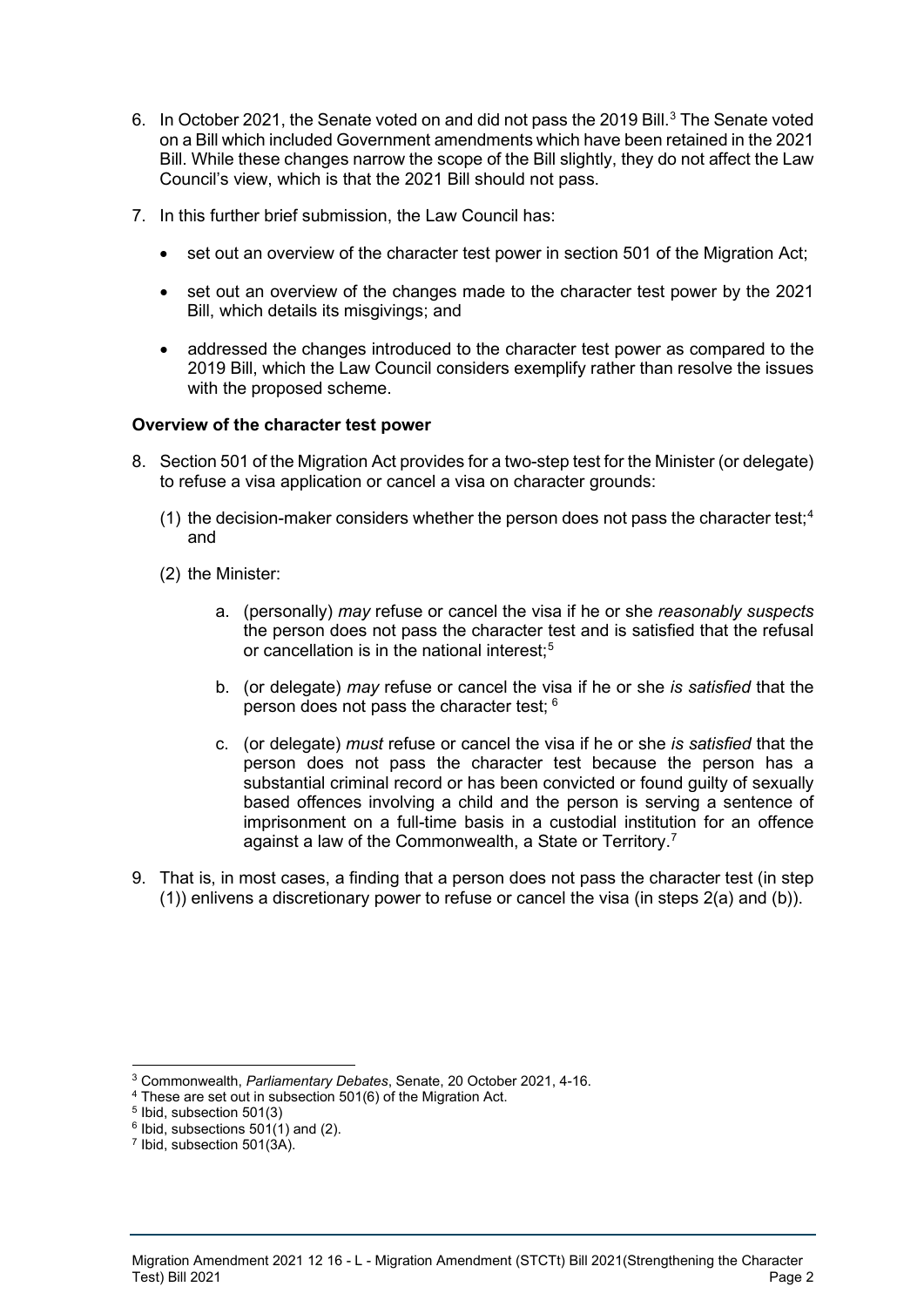6. In October 2021, the Senate voted on and did not pass the 2019 Bill.[3] The Senate voted on a Bill which included Government amendments which have been retained in the 2021 Bill. While these changes narrow the scope of the Bill slightly, they do not affect the Law Council's view, which is that the 2021 Bill should not pass.

7. In this further brief submission, the Law Council has:

   - set out an overview of the character test power in section 501 of the Migration Act;
   - set out an overview of the changes made to the character test power by the 2021 Bill, which details its misgivings; and
   - addressed the changes introduced to the character test power as compared to the 2019 Bill, which the Law Council considers exemplify rather than resolve the issues with the proposed scheme.

**Overview of the character test power**

8. Section 501 of the Migration Act provides for a two-step test for the Minister (or delegate) to refuse a visa application or cancel a visa on character grounds:

   (1) the decision-maker considers whether the person does not pass the character test;[4] and

   (2) the Minister:

      a. (personally) *may* refuse or cancel the visa if he or she *reasonably suspects* the person does not pass the character test and is satisfied that the refusal or cancellation is in the national interest;[5]

      b. (or delegate) *may* refuse or cancel the visa if he or she *is satisfied* that the person does not pass the character test; [6]

      c. (or delegate) *must* refuse or cancel the visa if he or she *is satisfied* that the person does not pass the character test because the person has a substantial criminal record or has been convicted or found guilty of sexually based offences involving a child and the person is serving a sentence of imprisonment on a full-time basis in a custodial institution for an offence against a law of the Commonwealth, a State or Territory.[7]

9. That is, in most cases, a finding that a person does not pass the character test (in step (1)) enlivens a discretionary power to refuse or cancel the visa (in steps 2(a) and (b)).

---

[3] Commonwealth, *Parliamentary Debates*, Senate, 20 October 2021, 4-16.

[4] These are set out in subsection 501(6) of the Migration Act.

[5] Ibid, subsection 501(3)

[6] Ibid, subsections 501(1) and (2).

[7] Ibid, subsection 501(3A).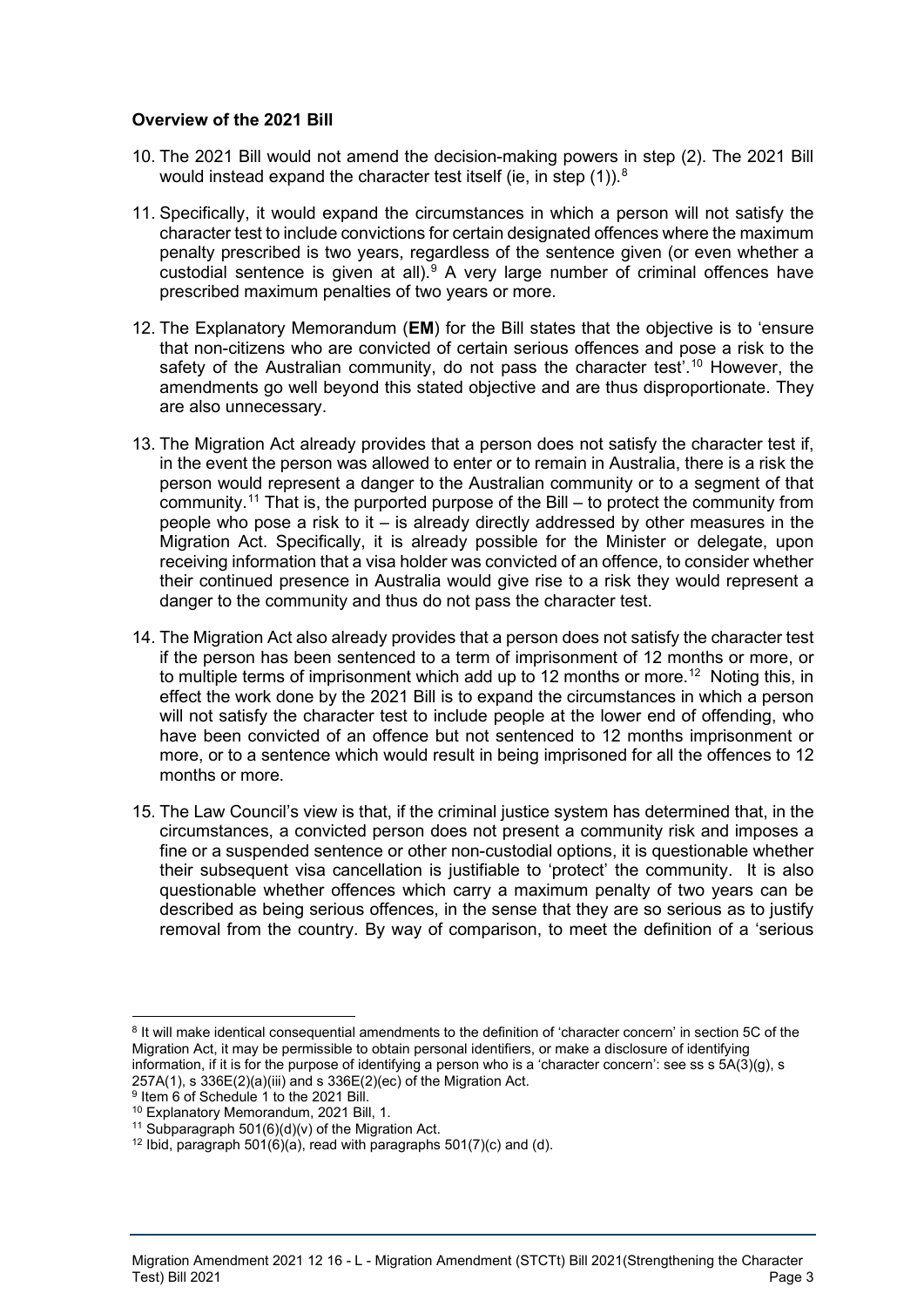**Overview of the 2021 Bill**

10. The 2021 Bill would not amend the decision-making powers in step (2). The 2021 Bill would instead expand the character test itself (ie, in step (1)).[8]

11. Specifically, it would expand the circumstances in which a person will not satisfy the character test to include convictions for certain designated offences where the maximum penalty prescribed is two years, regardless of the sentence given (or even whether a custodial sentence is given at all).[9] A very large number of criminal offences have prescribed maximum penalties of two years or more.

12. The Explanatory Memorandum (**EM**) for the Bill states that the objective is to 'ensure that non-citizens who are convicted of certain serious offences and pose a risk to the safety of the Australian community, do not pass the character test'.[10] However, the amendments go well beyond this stated objective and are thus disproportionate. They are also unnecessary.

13. The Migration Act already provides that a person does not satisfy the character test if, in the event the person was allowed to enter or to remain in Australia, there is a risk the person would represent a danger to the Australian community or to a segment of that community.[11] That is, the purported purpose of the Bill – to protect the community from people who pose a risk to it – is already directly addressed by other measures in the Migration Act. Specifically, it is already possible for the Minister or delegate, upon receiving information that a visa holder was convicted of an offence, to consider whether their continued presence in Australia would give rise to a risk they would represent a danger to the community and thus do not pass the character test.

14. The Migration Act also already provides that a person does not satisfy the character test if the person has been sentenced to a term of imprisonment of 12 months or more, or to multiple terms of imprisonment which add up to 12 months or more.[12] Noting this, in effect the work done by the 2021 Bill is to expand the circumstances in which a person will not satisfy the character test to include people at the lower end of offending, who have been convicted of an offence but not sentenced to 12 months imprisonment or more, or to a sentence which would result in being imprisoned for all the offences to 12 months or more.

15. The Law Council's view is that, if the criminal justice system has determined that, in the circumstances, a convicted person does not present a community risk and imposes a fine or a suspended sentence or other non-custodial options, it is questionable whether their subsequent visa cancellation is justifiable to 'protect' the community. It is also questionable whether offences which carry a maximum penalty of two years can be described as being serious offences, in the sense that they are so serious as to justify removal from the country. By way of comparison, to meet the definition of a 'serious

---

[8] It will make identical consequential amendments to the definition of 'character concern' in section 5C of the Migration Act, it may be permissible to obtain personal identifiers, or make a disclosure of identifying information, if it is for the purpose of identifying a person who is a 'character concern': see ss s 5A(3)(g), s 257A(1), s 336E(2)(a)(iii) and s 336E(2)(ec) of the Migration Act.

[9] Item 6 of Schedule 1 to the 2021 Bill.

[10] Explanatory Memorandum, 2021 Bill, 1.

[11] Subparagraph 501(6)(d)(v) of the Migration Act.

[12] Ibid, paragraph 501(6)(a), read with paragraphs 501(7)(c) and (d).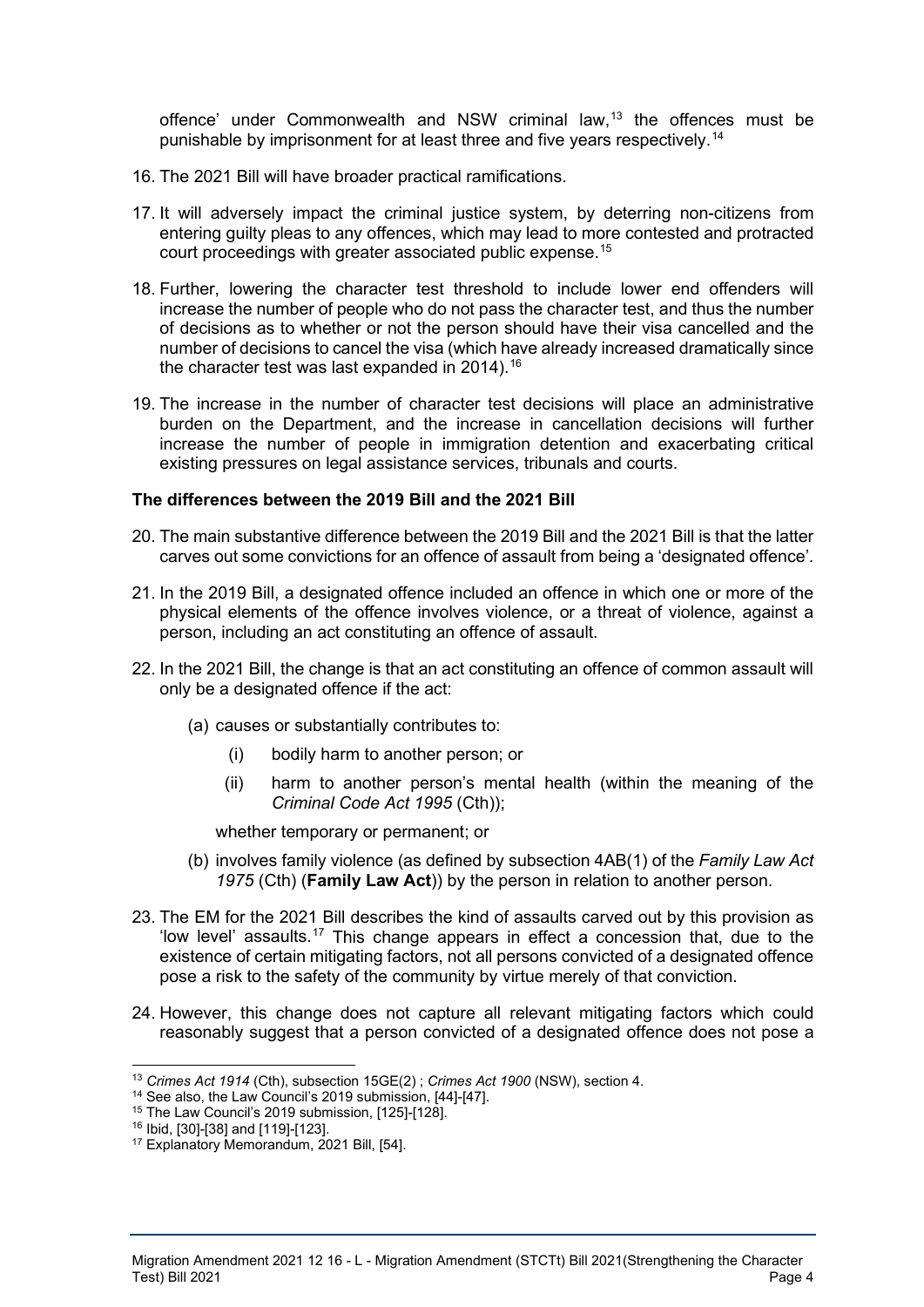offence' under Commonwealth and NSW criminal law,[13] the offences must be punishable by imprisonment for at least three and five years respectively.[14]

16. The 2021 Bill will have broader practical ramifications.

17. It will adversely impact the criminal justice system, by deterring non-citizens from entering guilty pleas to any offences, which may lead to more contested and protracted court proceedings with greater associated public expense.[15]

18. Further, lowering the character test threshold to include lower end offenders will increase the number of people who do not pass the character test, and thus the number of decisions as to whether or not the person should have their visa cancelled and the number of decisions to cancel the visa (which have already increased dramatically since the character test was last expanded in 2014).[16]

19. The increase in the number of character test decisions will place an administrative burden on the Department, and the increase in cancellation decisions will further increase the number of people in immigration detention and exacerbating critical existing pressures on legal assistance services, tribunals and courts.

**The differences between the 2019 Bill and the 2021 Bill**

20. The main substantive difference between the 2019 Bill and the 2021 Bill is that the latter carves out some convictions for an offence of assault from being a 'designated offence'.

21. In the 2019 Bill, a designated offence included an offence in which one or more of the physical elements of the offence involves violence, or a threat of violence, against a person, including an act constituting an offence of assault.

22. In the 2021 Bill, the change is that an act constituting an offence of common assault will only be a designated offence if the act:

    (a) causes or substantially contributes to:

        (i) bodily harm to another person; or

        (ii) harm to another person's mental health (within the meaning of the *Criminal Code Act 1995* (Cth));

    whether temporary or permanent; or

    (b) involves family violence (as defined by subsection 4AB(1) of the *Family Law Act 1975* (Cth) (**Family Law Act**)) by the person in relation to another person.

23. The EM for the 2021 Bill describes the kind of assaults carved out by this provision as 'low level' assaults.[17] This change appears in effect a concession that, due to the existence of certain mitigating factors, not all persons convicted of a designated offence pose a risk to the safety of the community by virtue merely of that conviction.

24. However, this change does not capture all relevant mitigating factors which could reasonably suggest that a person convicted of a designated offence does not pose a

---

[13] *Crimes Act 1914* (Cth), subsection 15GE(2) ; *Crimes Act 1900* (NSW), section 4.

[14] See also, the Law Council's 2019 submission, [44]-[47].

[15] The Law Council's 2019 submission, [125]-[128].

[16] Ibid, [30]-[38] and [119]-[123].

[17] Explanatory Memorandum, 2021 Bill, [54].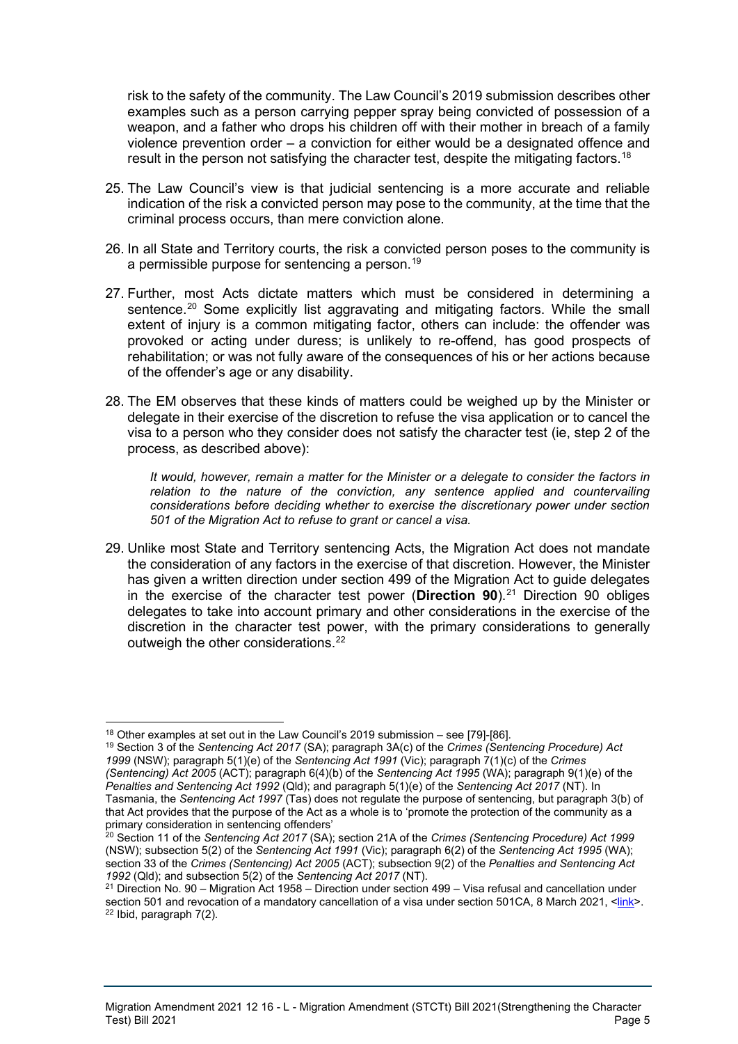risk to the safety of the community. The Law Council's 2019 submission describes other examples such as a person carrying pepper spray being convicted of possession of a weapon, and a father who drops his children off with their mother in breach of a family violence prevention order – a conviction for either would be a designated offence and result in the person not satisfying the character test, despite the mitigating factors.[18]

25. The Law Council's view is that judicial sentencing is a more accurate and reliable indication of the risk a convicted person may pose to the community, at the time that the criminal process occurs, than mere conviction alone.

26. In all State and Territory courts, the risk a convicted person poses to the community is a permissible purpose for sentencing a person.[19]

27. Further, most Acts dictate matters which must be considered in determining a sentence.[20] Some explicitly list aggravating and mitigating factors. While the small extent of injury is a common mitigating factor, others can include: the offender was provoked or acting under duress; is unlikely to re-offend, has good prospects of rehabilitation; or was not fully aware of the consequences of his or her actions because of the offender's age or any disability.

28. The EM observes that these kinds of matters could be weighed up by the Minister or delegate in their exercise of the discretion to refuse the visa application or to cancel the visa to a person who they consider does not satisfy the character test (ie, step 2 of the process, as described above):

    *It would, however, remain a matter for the Minister or a delegate to consider the factors in relation to the nature of the conviction, any sentence applied and countervailing considerations before deciding whether to exercise the discretionary power under section 501 of the Migration Act to refuse to grant or cancel a visa.*

29. Unlike most State and Territory sentencing Acts, the Migration Act does not mandate the consideration of any factors in the exercise of that discretion. However, the Minister has given a written direction under section 499 of the Migration Act to guide delegates in the exercise of the character test power (**Direction 90**).[21] Direction 90 obliges delegates to take into account primary and other considerations in the exercise of the discretion in the character test power, with the primary considerations to generally outweigh the other considerations.[22]

---

[18] Other examples at set out in the Law Council's 2019 submission – see [79]-[86].

[19] Section 3 of the *Sentencing Act 2017* (SA); paragraph 3A(c) of the *Crimes (Sentencing Procedure) Act 1999* (NSW); paragraph 5(1)(e) of the *Sentencing Act 1991* (Vic); paragraph 7(1)(c) of the *Crimes (Sentencing) Act 2005* (ACT); paragraph 6(4)(b) of the *Sentencing Act 1995* (WA); paragraph 9(1)(e) of the *Penalties and Sentencing Act 1992* (Qld); and paragraph 5(1)(e) of the *Sentencing Act 2017* (NT). In Tasmania, the *Sentencing Act 1997* (Tas) does not regulate the purpose of sentencing, but paragraph 3(b) of that Act provides that the purpose of the Act as a whole is to 'promote the protection of the community as a primary consideration in sentencing offenders'

[20] Section 11 of the *Sentencing Act 2017* (SA); section 21A of the *Crimes (Sentencing Procedure) Act 1999* (NSW); subsection 5(2) of the *Sentencing Act 1991* (Vic); paragraph 6(2) of the *Sentencing Act 1995* (WA); section 33 of the *Crimes (Sentencing) Act 2005* (ACT); subsection 9(2) of the *Penalties and Sentencing Act 1992* (Qld); and subsection 5(2) of the *Sentencing Act 2017* (NT).

[21] Direction No. 90 – Migration Act 1958 – Direction under section 499 – Visa refusal and cancellation under section 501 and revocation of a mandatory cancellation of a visa under section 501CA, 8 March 2021, <link>.

[22] Ibid, paragraph 7(2).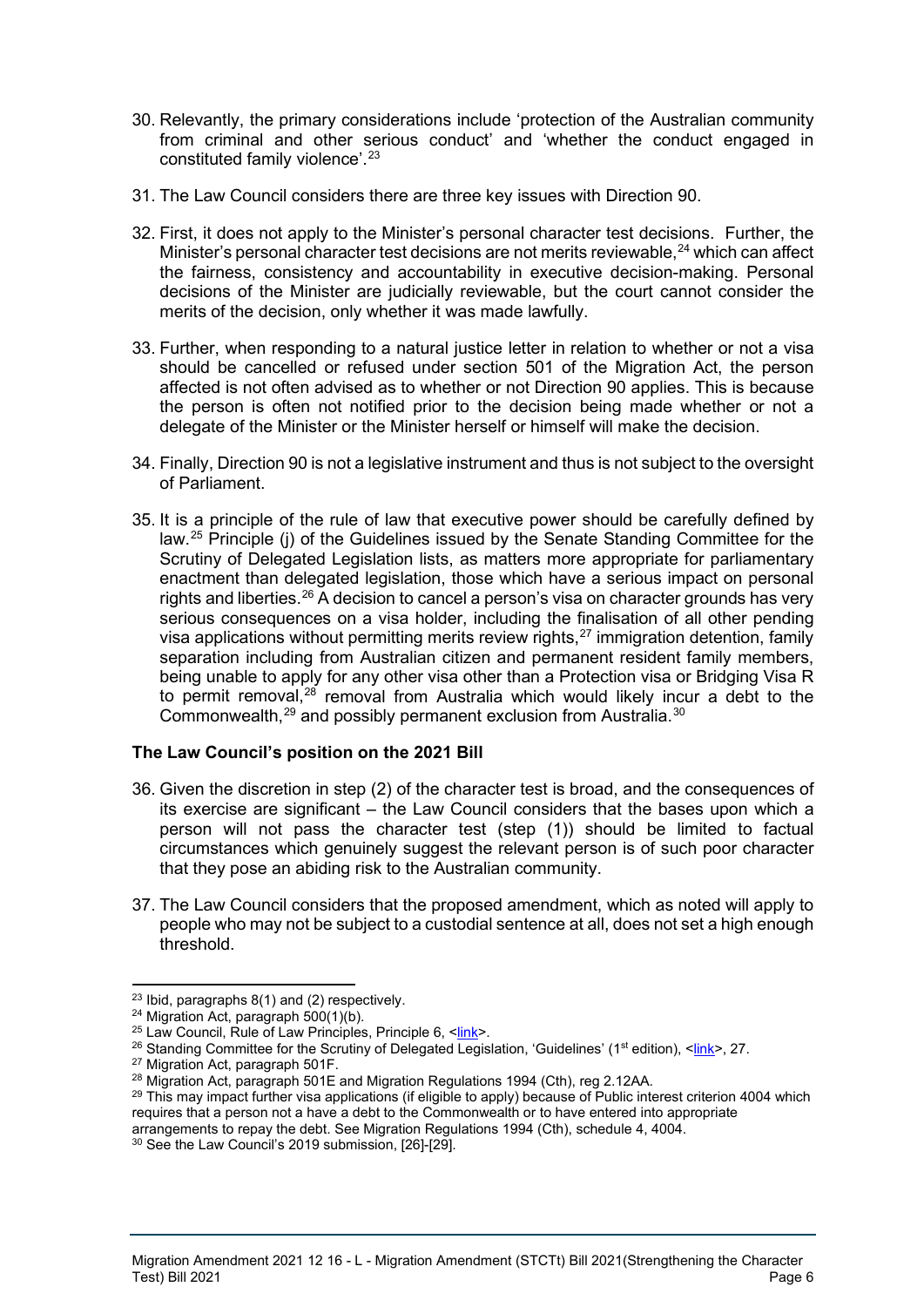30. Relevantly, the primary considerations include 'protection of the Australian community from criminal and other serious conduct' and 'whether the conduct engaged in constituted family violence'.[23]

31. The Law Council considers there are three key issues with Direction 90.

32. First, it does not apply to the Minister's personal character test decisions. Further, the Minister's personal character test decisions are not merits reviewable,[24] which can affect the fairness, consistency and accountability in executive decision-making. Personal decisions of the Minister are judicially reviewable, but the court cannot consider the merits of the decision, only whether it was made lawfully.

33. Further, when responding to a natural justice letter in relation to whether or not a visa should be cancelled or refused under section 501 of the Migration Act, the person affected is not often advised as to whether or not Direction 90 applies. This is because the person is often not notified prior to the decision being made whether or not a delegate of the Minister or the Minister herself or himself will make the decision.

34. Finally, Direction 90 is not a legislative instrument and thus is not subject to the oversight of Parliament.

35. It is a principle of the rule of law that executive power should be carefully defined by law.[25] Principle (j) of the Guidelines issued by the Senate Standing Committee for the Scrutiny of Delegated Legislation lists, as matters more appropriate for parliamentary enactment than delegated legislation, those which have a serious impact on personal rights and liberties.[26] A decision to cancel a person's visa on character grounds has very serious consequences on a visa holder, including the finalisation of all other pending visa applications without permitting merits review rights,[27] immigration detention, family separation including from Australian citizen and permanent resident family members, being unable to apply for any other visa other than a Protection visa or Bridging Visa R to permit removal,[28] removal from Australia which would likely incur a debt to the Commonwealth,[29] and possibly permanent exclusion from Australia.[30]

### The Law Council's position on the 2021 Bill

36. Given the discretion in step (2) of the character test is broad, and the consequences of its exercise are significant – the Law Council considers that the bases upon which a person will not pass the character test (step (1)) should be limited to factual circumstances which genuinely suggest the relevant person is of such poor character that they pose an abiding risk to the Australian community.

37. The Law Council considers that the proposed amendment, which as noted will apply to people who may not be subject to a custodial sentence at all, does not set a high enough threshold.

---

[23] Ibid, paragraphs 8(1) and (2) respectively.

[24] Migration Act, paragraph 500(1)(b).

[25] Law Council, Rule of Law Principles, Principle 6, <link>.

[26] Standing Committee for the Scrutiny of Delegated Legislation, 'Guidelines' (1st edition), <link>, 27.

[27] Migration Act, paragraph 501F.

[28] Migration Act, paragraph 501E and Migration Regulations 1994 (Cth), reg 2.12AA.

[29] This may impact further visa applications (if eligible to apply) because of Public interest criterion 4004 which requires that a person not a have a debt to the Commonwealth or to have entered into appropriate arrangements to repay the debt. See Migration Regulations 1994 (Cth), schedule 4, 4004.

[30] See the Law Council's 2019 submission, [26]-[29].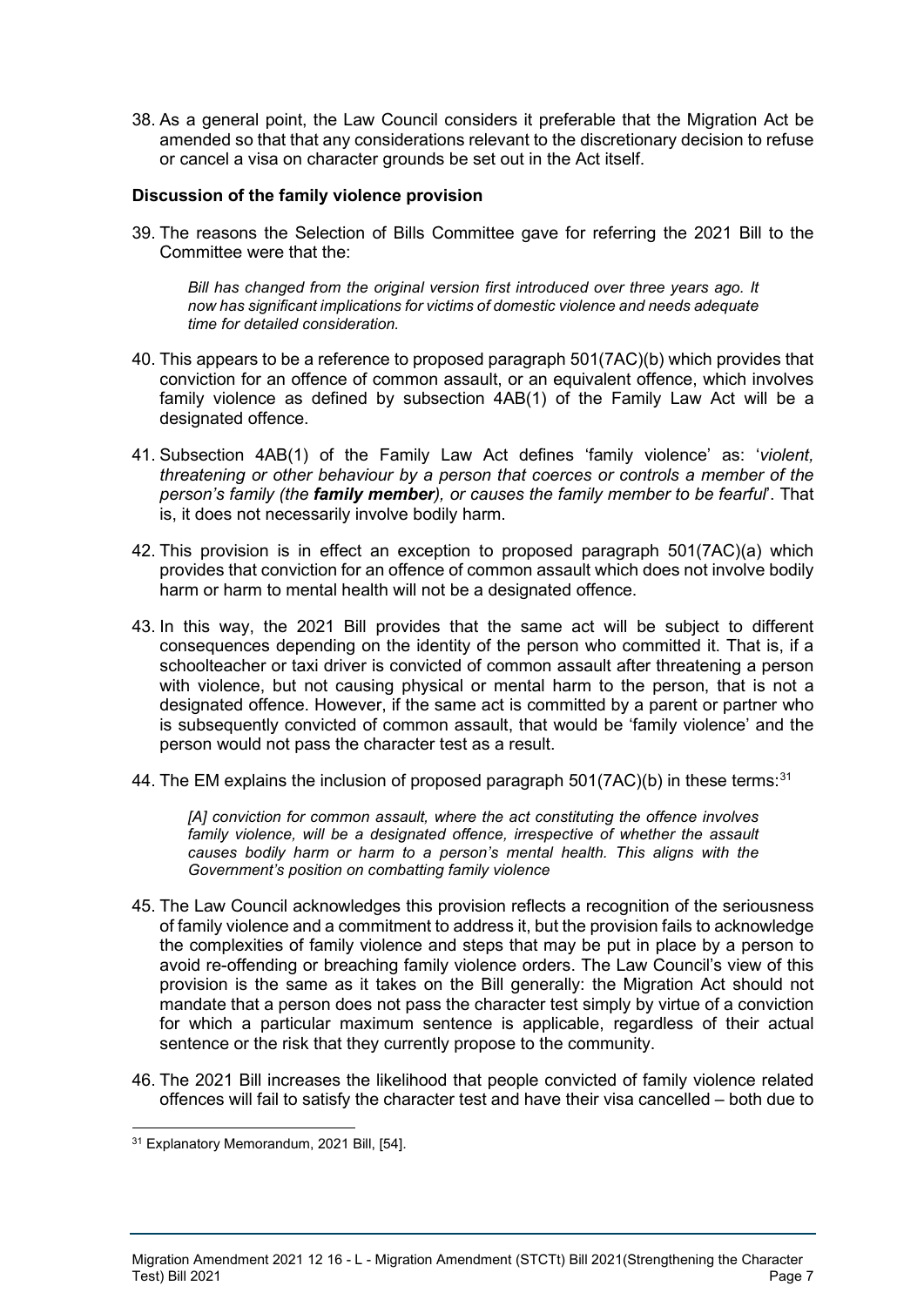38. As a general point, the Law Council considers it preferable that the Migration Act be amended so that that any considerations relevant to the discretionary decision to refuse or cancel a visa on character grounds be set out in the Act itself.

### Discussion of the family violence provision

39. The reasons the Selection of Bills Committee gave for referring the 2021 Bill to the Committee were that the:

> *Bill has changed from the original version first introduced over three years ago. It now has significant implications for victims of domestic violence and needs adequate time for detailed consideration.*

40. This appears to be a reference to proposed paragraph 501(7AC)(b) which provides that conviction for an offence of common assault, or an equivalent offence, which involves family violence as defined by subsection 4AB(1) of the Family Law Act will be a designated offence.

41. Subsection 4AB(1) of the Family Law Act defines 'family violence' as: '*violent, threatening or other behaviour by a person that coerces or controls a member of the person's family (the **family member**), or causes the family member to be fearful*'. That is, it does not necessarily involve bodily harm.

42. This provision is in effect an exception to proposed paragraph 501(7AC)(a) which provides that conviction for an offence of common assault which does not involve bodily harm or harm to mental health will not be a designated offence.

43. In this way, the 2021 Bill provides that the same act will be subject to different consequences depending on the identity of the person who committed it. That is, if a schoolteacher or taxi driver is convicted of common assault after threatening a person with violence, but not causing physical or mental harm to the person, that is not a designated offence. However, if the same act is committed by a parent or partner who is subsequently convicted of common assault, that would be 'family violence' and the person would not pass the character test as a result.

44. The EM explains the inclusion of proposed paragraph 501(7AC)(b) in these terms:[31]

> *[A] conviction for common assault, where the act constituting the offence involves family violence, will be a designated offence, irrespective of whether the assault causes bodily harm or harm to a person's mental health. This aligns with the Government's position on combatting family violence*

45. The Law Council acknowledges this provision reflects a recognition of the seriousness of family violence and a commitment to address it, but the provision fails to acknowledge the complexities of family violence and steps that may be put in place by a person to avoid re-offending or breaching family violence orders. The Law Council's view of this provision is the same as it takes on the Bill generally: the Migration Act should not mandate that a person does not pass the character test simply by virtue of a conviction for which a particular maximum sentence is applicable, regardless of their actual sentence or the risk that they currently propose to the community.

46. The 2021 Bill increases the likelihood that people convicted of family violence related offences will fail to satisfy the character test and have their visa cancelled – both due to

---

[31] Explanatory Memorandum, 2021 Bill, [54].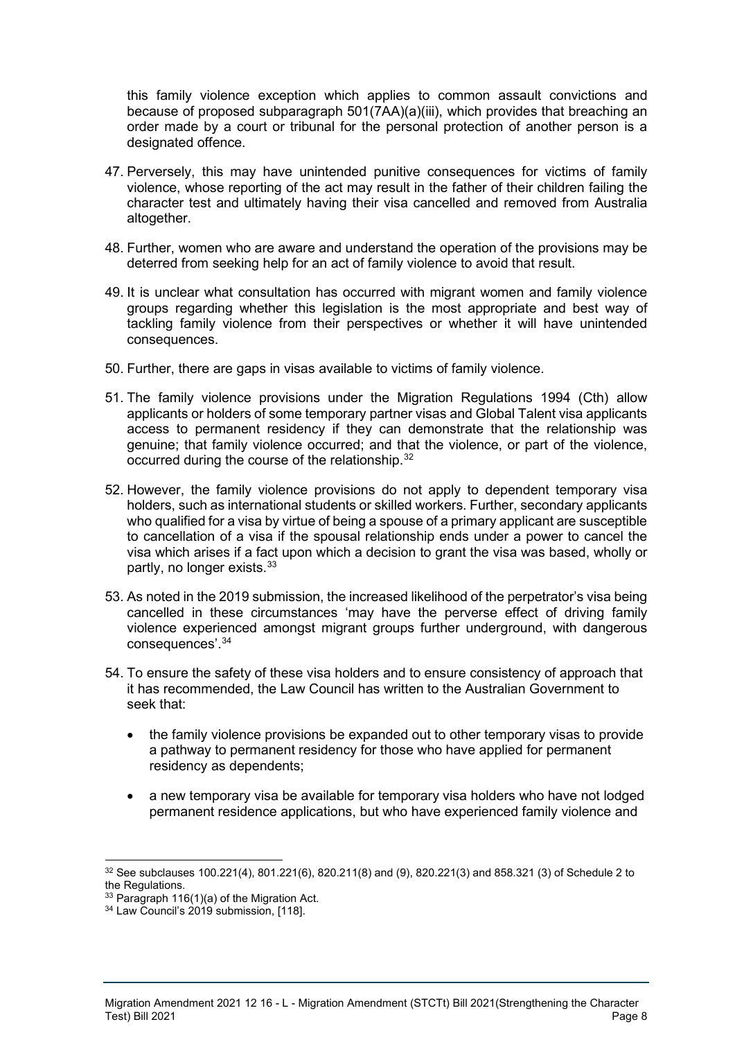this family violence exception which applies to common assault convictions and because of proposed subparagraph 501(7AA)(a)(iii), which provides that breaching an order made by a court or tribunal for the personal protection of another person is a designated offence.

47. Perversely, this may have unintended punitive consequences for victims of family violence, whose reporting of the act may result in the father of their children failing the character test and ultimately having their visa cancelled and removed from Australia altogether.

48. Further, women who are aware and understand the operation of the provisions may be deterred from seeking help for an act of family violence to avoid that result.

49. It is unclear what consultation has occurred with migrant women and family violence groups regarding whether this legislation is the most appropriate and best way of tackling family violence from their perspectives or whether it will have unintended consequences.

50. Further, there are gaps in visas available to victims of family violence.

51. The family violence provisions under the Migration Regulations 1994 (Cth) allow applicants or holders of some temporary partner visas and Global Talent visa applicants access to permanent residency if they can demonstrate that the relationship was genuine; that family violence occurred; and that the violence, or part of the violence, occurred during the course of the relationship.[32]

52. However, the family violence provisions do not apply to dependent temporary visa holders, such as international students or skilled workers. Further, secondary applicants who qualified for a visa by virtue of being a spouse of a primary applicant are susceptible to cancellation of a visa if the spousal relationship ends under a power to cancel the visa which arises if a fact upon which a decision to grant the visa was based, wholly or partly, no longer exists.[33]

53. As noted in the 2019 submission, the increased likelihood of the perpetrator's visa being cancelled in these circumstances 'may have the perverse effect of driving family violence experienced amongst migrant groups further underground, with dangerous consequences'.[34]

54. To ensure the safety of these visa holders and to ensure consistency of approach that it has recommended, the Law Council has written to the Australian Government to seek that:

    - the family violence provisions be expanded out to other temporary visas to provide a pathway to permanent residency for those who have applied for permanent residency as dependents;

    - a new temporary visa be available for temporary visa holders who have not lodged permanent residence applications, but who have experienced family violence and

---

[32] See subclauses 100.221(4), 801.221(6), 820.211(8) and (9), 820.221(3) and 858.321 (3) of Schedule 2 to the Regulations.

[33] Paragraph 116(1)(a) of the Migration Act.

[34] Law Council's 2019 submission, [118].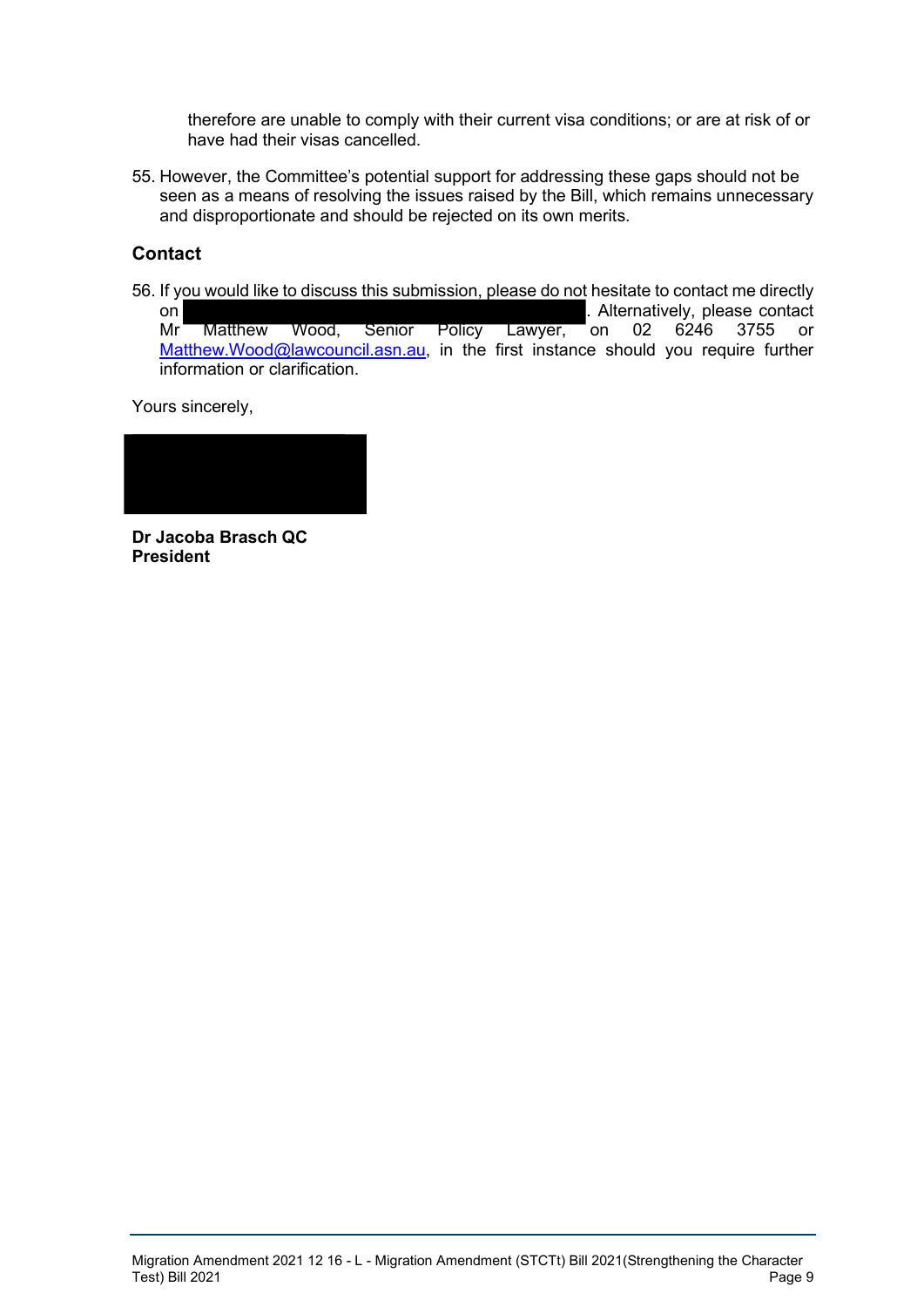therefore are unable to comply with their current visa conditions; or are at risk of or have had their visas cancelled.

55. However, the Committee's potential support for addressing these gaps should not be seen as a means of resolving the issues raised by the Bill, which remains unnecessary and disproportionate and should be rejected on its own merits.

## Contact

56. If you would like to discuss this submission, please do not hesitate to contact me directly on . Alternatively, please contact Mr Matthew Wood, Senior Policy Lawyer, on 02 6246 3755 or Matthew.Wood@lawcouncil.asn.au, in the first instance should you require further information or clarification.

Yours sincerely,

**Dr Jacoba Brasch QC**
**President**